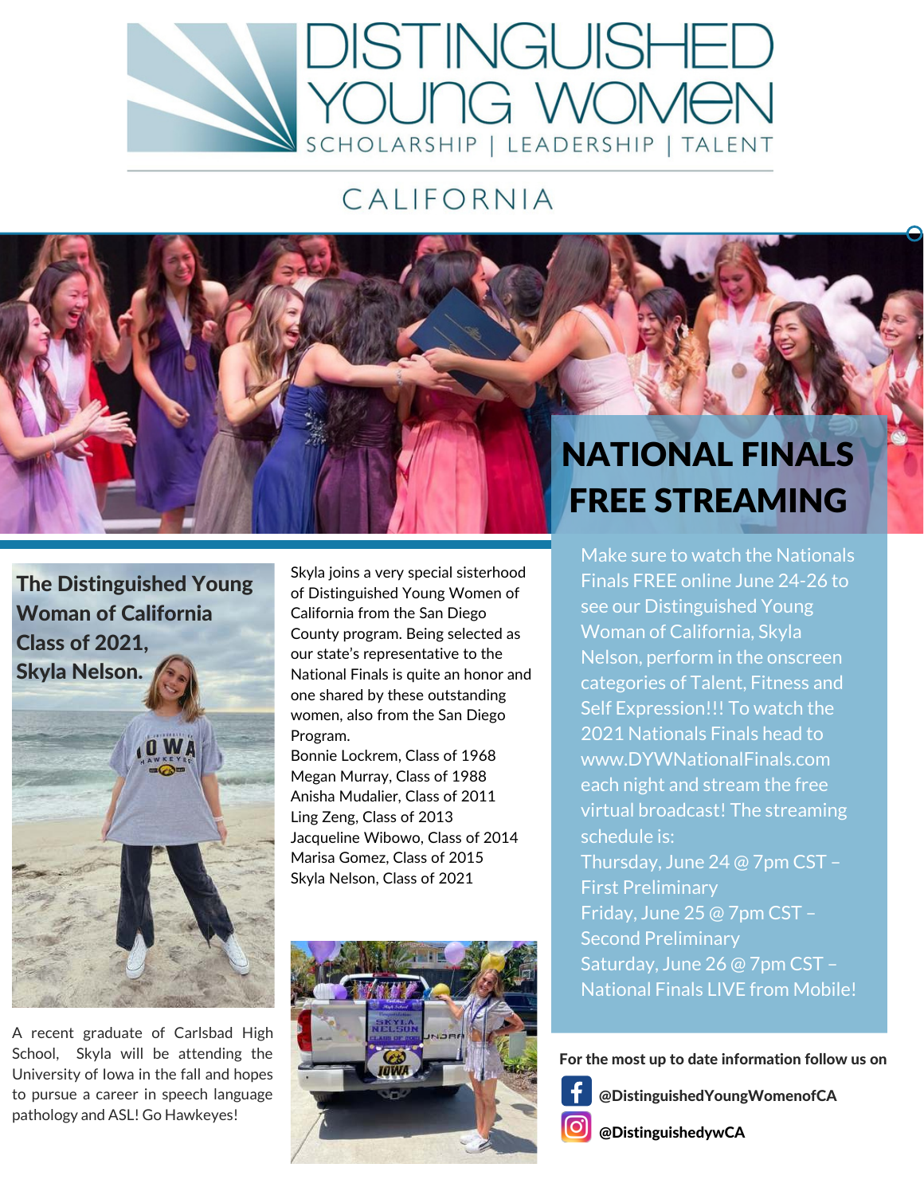# DISTINGUISHED YOUNG WOMEN

SCHOLARSHIP | LEADERSHIP | TALENT

## CALIFORNIA

## NATIONAL FINALS FREE STREAMING

### The Distinguished Young Woman of California Class of 2021, Skyla Nelson.

A recent graduate of Carlsbad High School, Skyla will be attending the University of Iowa in the fall and hopes to pursue a career in speech language pathology and ASL! Go Hawkeyes!

Skyla joins a very special sisterhood of Distinguished Young Women of California from the San Diego County program. Being selected as our state's representative to the National Finals is quite an honor and one shared by these outstanding women, also from the San Diego Program.

Bonnie Lockrem, Class of 1968
Megan Murray, Class of 1988
Anisha Mudalier, Class of 2011
Ling Zeng, Class of 2013
Jacqueline Wibowo, Class of 2014
Marisa Gomez, Class of 2015
Skyla Nelson, Class of 2021

Make sure to watch the Nationals Finals FREE online June 24-26 to see our Distinguished Young Woman of California, Skyla Nelson, perform in the onscreen categories of Talent, Fitness and Self Expression!!! To watch the 2021 Nationals Finals head to www.DYWNationalFinals.com each night and stream the free virtual broadcast! The streaming schedule is:

Thursday, June 24 @ 7pm CST – First Preliminary
Friday, June 25 @ 7pm CST – Second Preliminary
Saturday, June 26 @ 7pm CST – National Finals LIVE from Mobile!

**For the most up to date information follow us on**

**@DistinguishedYoungWomenofCA**

**@DistinguishedywCA**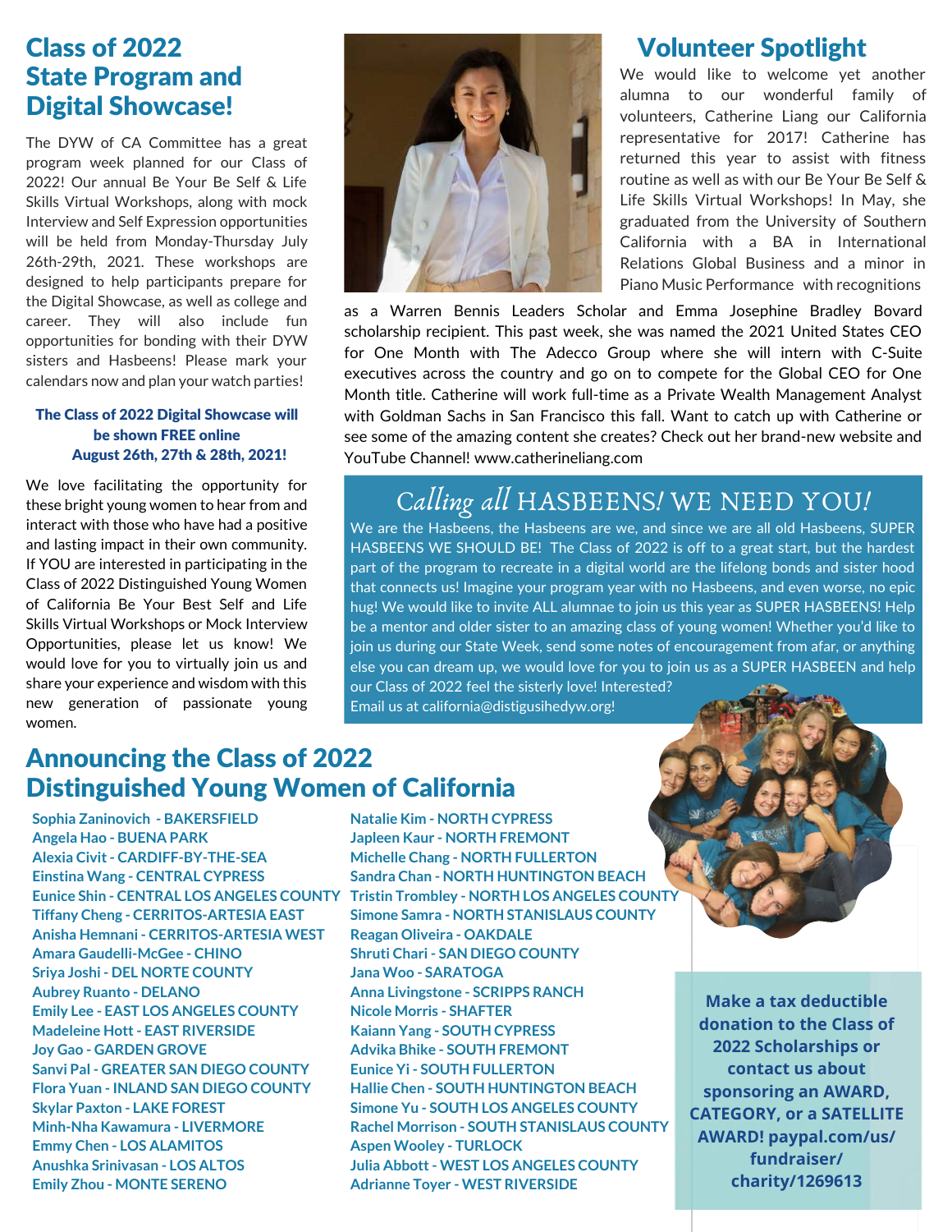## Class of 2022 State Program and Digital Showcase!

The DYW of CA Committee has a great program week planned for our Class of 2022! Our annual Be Your Be Self & Life Skills Virtual Workshops, along with mock Interview and Self Expression opportunities will be held from Monday-Thursday July 26th-29th, 2021. These workshops are designed to help participants prepare for the Digital Showcase, as well as college and career. They will also include fun opportunities for bonding with their DYW sisters and Hasbeens! Please mark your calendars now and plan your watch parties!

**The Class of 2022 Digital Showcase will be shown FREE online August 26th, 27th & 28th, 2021!**

We love facilitating the opportunity for these bright young women to hear from and interact with those who have had a positive and lasting impact in their own community. If YOU are interested in participating in the Class of 2022 Distinguished Young Women of California Be Your Best Self and Life Skills Virtual Workshops or Mock Interview Opportunities, please let us know! We would love for you to virtually join us and share your experience and wisdom with this new generation of passionate young women.

## Volunteer Spotlight

We would like to welcome yet another alumna to our wonderful family of volunteers, Catherine Liang our California representative for 2017! Catherine has returned this year to assist with fitness routine as well as with our Be Your Be Self & Life Skills Virtual Workshops! In May, she graduated from the University of Southern California with a BA in International Relations Global Business and a minor in Piano Music Performance with recognitions as a Warren Bennis Leaders Scholar and Emma Josephine Bradley Bovard scholarship recipient. This past week, she was named the 2021 United States CEO for One Month with The Adecco Group where she will intern with C-Suite executives across the country and go on to compete for the Global CEO for One Month title. Catherine will work full-time as a Private Wealth Management Analyst with Goldman Sachs in San Francisco this fall. Want to catch up with Catherine or see some of the amazing content she creates? Check out her brand-new website and YouTube Channel! www.catherineliang.com

## Calling all HASBEENS! WE NEED YOU!

We are the Hasbeens, the Hasbeens are we, and since we are all old Hasbeens, SUPER HASBEENS WE SHOULD BE! The Class of 2022 is off to a great start, but the hardest part of the program to recreate in a digital world are the lifelong bonds and sister hood that connects us! Imagine your program year with no Hasbeens, and even worse, no epic hug! We would like to invite ALL alumnae to join us this year as SUPER HASBEENS! Help be a mentor and older sister to an amazing class of young women! Whether you'd like to join us during our State Week, send some notes of encouragement from afar, or anything else you can dream up, we would love for you to join us as a SUPER HASBEEN and help our Class of 2022 feel the sisterly love! Interested?
Email us at california@distigusihedyw.org!

## Announcing the Class of 2022 Distinguished Young Women of California

**Sophia Zaninovich - BAKERSFIELD**
**Angela Hao - BUENA PARK**
**Alexia Civit - CARDIFF-BY-THE-SEA**
**Einstina Wang - CENTRAL CYPRESS**
**Eunice Shin - CENTRAL LOS ANGELES COUNTY**
**Tiffany Cheng - CERRITOS-ARTESIA EAST**
**Anisha Hemnani - CERRITOS-ARTESIA WEST**
**Amara Gaudelli-McGee - CHINO**
**Sriya Joshi - DEL NORTE COUNTY**
**Aubrey Ruanto - DELANO**
**Emily Lee - EAST LOS ANGELES COUNTY**
**Madeleine Hott - EAST RIVERSIDE**
**Joy Gao - GARDEN GROVE**
**Sanvi Pal - GREATER SAN DIEGO COUNTY**
**Flora Yuan - INLAND SAN DIEGO COUNTY**
**Skylar Paxton - LAKE FOREST**
**Minh-Nha Kawamura - LIVERMORE**
**Emmy Chen - LOS ALAMITOS**
**Anushka Srinivasan - LOS ALTOS**
**Emily Zhou - MONTE SERENO**
**Natalie Kim - NORTH CYPRESS**
**Japleen Kaur - NORTH FREMONT**
**Michelle Chang - NORTH FULLERTON**
**Sandra Chan - NORTH HUNTINGTON BEACH**
**Tristin Trombley - NORTH LOS ANGELES COUNTY**
**Simone Samra - NORTH STANISLAUS COUNTY**
**Reagan Oliveira - OAKDALE**
**Shruti Chari - SAN DIEGO COUNTY**
**Jana Woo - SARATOGA**
**Anna Livingstone - SCRIPPS RANCH**
**Nicole Morris - SHAFTER**
**Kaiann Yang - SOUTH CYPRESS**
**Advika Bhike - SOUTH FREMONT**
**Eunice Yi - SOUTH FULLERTON**
**Hallie Chen - SOUTH HUNTINGTON BEACH**
**Simone Yu - SOUTH LOS ANGELES COUNTY**
**Rachel Morrison - SOUTH STANISLAUS COUNTY**
**Aspen Wooley - TURLOCK**
**Julia Abbott - WEST LOS ANGELES COUNTY**
**Adrianne Toyer - WEST RIVERSIDE**

**Make a tax deductible donation to the Class of 2022 Scholarships or contact us about sponsoring an AWARD, CATEGORY, or a SATELLITE AWARD! paypal.com/us/fundraiser/charity/1269613**